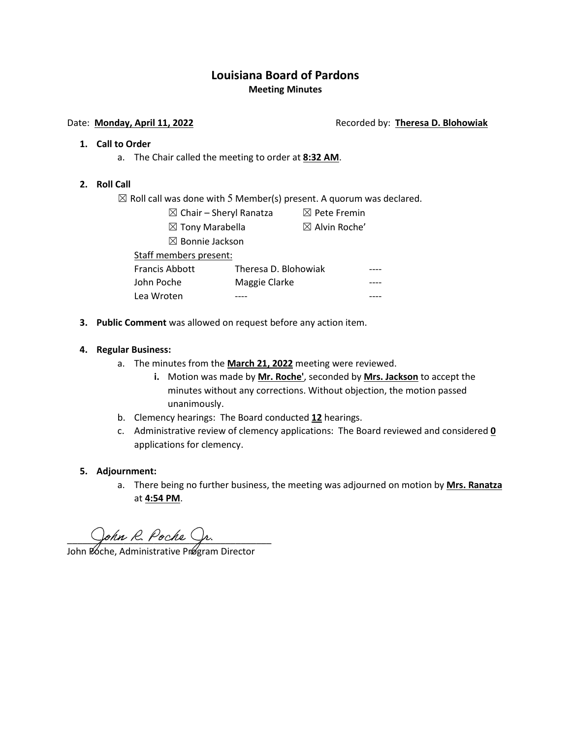# Louisiana Board of Pardons

**Meeting Minutes**

Date: **Monday, April 11, 2022** Recorded by: **Theresa D. Blohowiak**

1. **Call to Order**
    a. The Chair called the meeting to order at **8:32 AM**.

2. **Roll Call**

    ☒ Roll call was done with 5 Member(s) present. A quorum was declared.

    | | |
    |---|---|
    | ☒ Chair – Sheryl Ranatza | ☒ Pete Fremin |
    | ☒ Tony Marabella | ☒ Alvin Roche' |
    | ☒ Bonnie Jackson | |

    Staff members present:

    | | | |
    |---|---|---|
    | Francis Abbott | Theresa D. Blohowiak | ---- |
    | John Poche | Maggie Clarke | ---- |
    | Lea Wroten | ---- | ---- |

3. **Public Comment** was allowed on request before any action item.

4. **Regular Business:**
    a. The minutes from the **March 21, 2022** meeting were reviewed.
        i. Motion was made by **Mr. Roche'**, seconded by **Mrs. Jackson** to accept the minutes without any corrections. Without objection, the motion passed unanimously.
    b. Clemency hearings: The Board conducted **12** hearings.
    c. Administrative review of clemency applications: The Board reviewed and considered **0** applications for clemency.

5. **Adjournment:**
    a. There being no further business, the meeting was adjourned on motion by **Mrs. Ranatza** at **4:54 PM**.

John R. Poche Jr.

John Poche, Administrative Program Director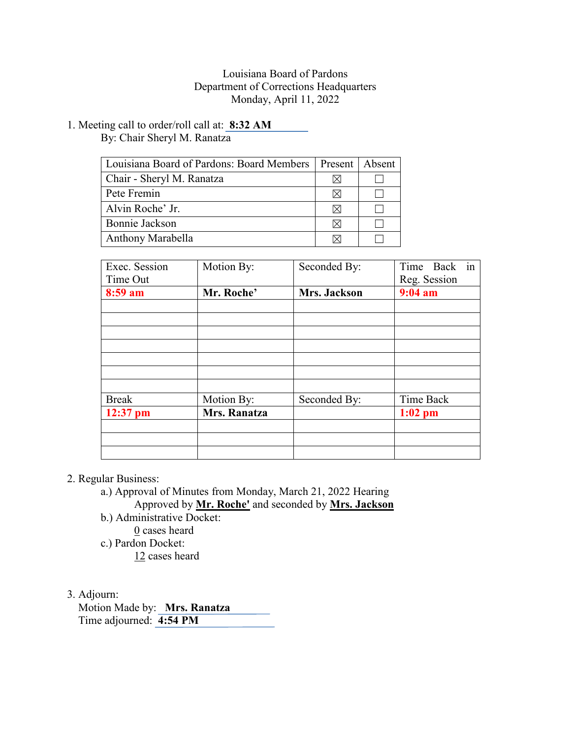Louisiana Board of Pardons
Department of Corrections Headquarters
Monday, April 11, 2022

1. Meeting call to order/roll call at: **8:32 AM**
   By: Chair Sheryl M. Ranatza

| Louisiana Board of Pardons: Board Members | Present | Absent |
|---|---|---|
| Chair - Sheryl M. Ranatza | ☒ | ☐ |
| Pete Fremin | ☒ | ☐ |
| Alvin Roche' Jr. | ☒ | ☐ |
| Bonnie Jackson | ☒ | ☐ |
| Anthony Marabella | ☒ | ☐ |

| Exec. Session Time Out | Motion By: | Seconded By: | Time Back in Reg. Session |
|---|---|---|---|
| **8:59 am** | **Mr. Roche'** | **Mrs. Jackson** | **9:04 am** |
| | | | |
| | | | |
| | | | |
| | | | |
| | | | |
| | | | |
| | | | |
| Break | Motion By: | Seconded By: | Time Back |
| **12:37 pm** | **Mrs. Ranatza** | | **1:02 pm** |
| | | | |
| | | | |
| | | | |

2. Regular Business:
   a.) Approval of Minutes from Monday, March 21, 2022 Hearing
       Approved by **Mr. Roche'** and seconded by **Mrs. Jackson**
   b.) Administrative Docket:
       0 cases heard
   c.) Pardon Docket:
       12 cases heard

3. Adjourn:
   Motion Made by: **Mrs. Ranatza**
   Time adjourned: **4:54 PM**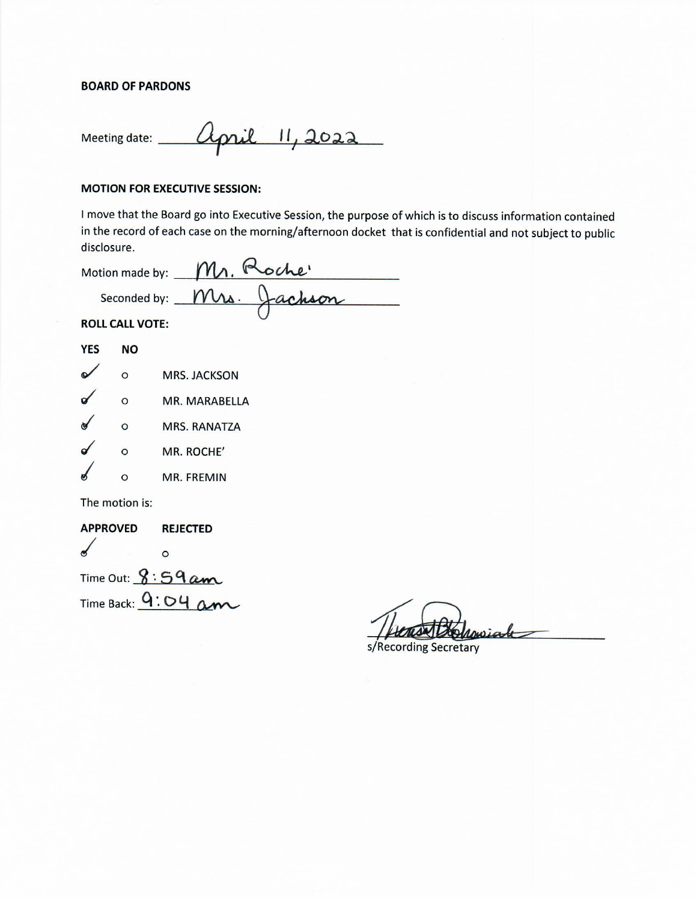**BOARD OF PARDONS**

Meeting date: April 11, 2022

**MOTION FOR EXECUTIVE SESSION:**

I move that the Board go into Executive Session, the purpose of which is to discuss information contained in the record of each case on the morning/afternoon docket that is confidential and not subject to public disclosure.

Motion made by: Mr. Roche'

Seconded by: Mrs. Jackson

**ROLL CALL VOTE:**

| YES | NO | |
|---|---|---|
| ✓ | o | MRS. JACKSON |
| ✓ | o | MR. MARABELLA |
| ✓ | o | MRS. RANATZA |
| ✓ | o | MR. ROCHE' |
| ✓ | o | MR. FREMIN |

The motion is:

| APPROVED | REJECTED |
|---|---|
| ✓ | o |

Time Out: 8:59 am

Time Back: 9:04 am

s/Recording Secretary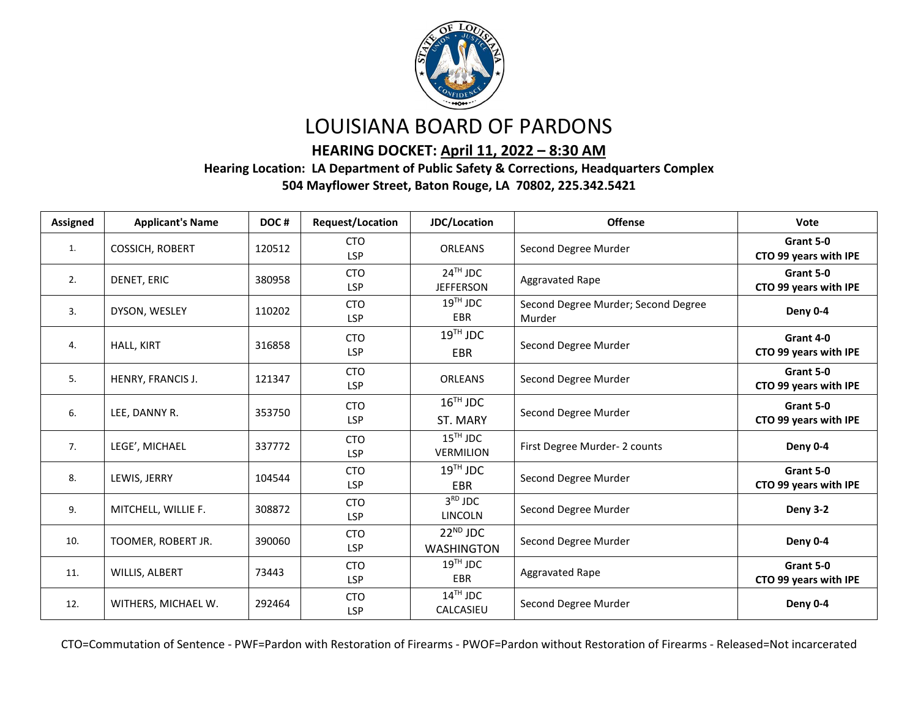# LOUISIANA BOARD OF PARDONS

## HEARING DOCKET: April 11, 2022 – 8:30 AM

**Hearing Location: LA Department of Public Safety & Corrections, Headquarters Complex**
**504 Mayflower Street, Baton Rouge, LA 70802, 225.342.5421**

| Assigned | Applicant's Name | DOC # | Request/Location | JDC/Location | Offense | Vote |
|---|---|---|---|---|---|---|
| 1. | COSSICH, ROBERT | 120512 | CTO LSP | ORLEANS | Second Degree Murder | **Grant 5-0 CTO 99 years with IPE** |
| 2. | DENET, ERIC | 380958 | CTO LSP | 24TH JDC JEFFERSON | Aggravated Rape | **Grant 5-0 CTO 99 years with IPE** |
| 3. | DYSON, WESLEY | 110202 | CTO LSP | 19TH JDC EBR | Second Degree Murder; Second Degree Murder | **Deny 0-4** |
| 4. | HALL, KIRT | 316858 | CTO LSP | 19TH JDC EBR | Second Degree Murder | **Grant 4-0 CTO 99 years with IPE** |
| 5. | HENRY, FRANCIS J. | 121347 | CTO LSP | ORLEANS | Second Degree Murder | **Grant 5-0 CTO 99 years with IPE** |
| 6. | LEE, DANNY R. | 353750 | CTO LSP | 16TH JDC ST. MARY | Second Degree Murder | **Grant 5-0 CTO 99 years with IPE** |
| 7. | LEGE', MICHAEL | 337772 | CTO LSP | 15TH JDC VERMILION | First Degree Murder- 2 counts | **Deny 0-4** |
| 8. | LEWIS, JERRY | 104544 | CTO LSP | 19TH JDC EBR | Second Degree Murder | **Grant 5-0 CTO 99 years with IPE** |
| 9. | MITCHELL, WILLIE F. | 308872 | CTO LSP | 3RD JDC LINCOLN | Second Degree Murder | **Deny 3-2** |
| 10. | TOOMER, ROBERT JR. | 390060 | CTO LSP | 22ND JDC WASHINGTON | Second Degree Murder | **Deny 0-4** |
| 11. | WILLIS, ALBERT | 73443 | CTO LSP | 19TH JDC EBR | Aggravated Rape | **Grant 5-0 CTO 99 years with IPE** |
| 12. | WITHERS, MICHAEL W. | 292464 | CTO LSP | 14TH JDC CALCASIEU | Second Degree Murder | **Deny 0-4** |

CTO=Commutation of Sentence - PWF=Pardon with Restoration of Firearms - PWOF=Pardon without Restoration of Firearms - Released=Not incarcerated